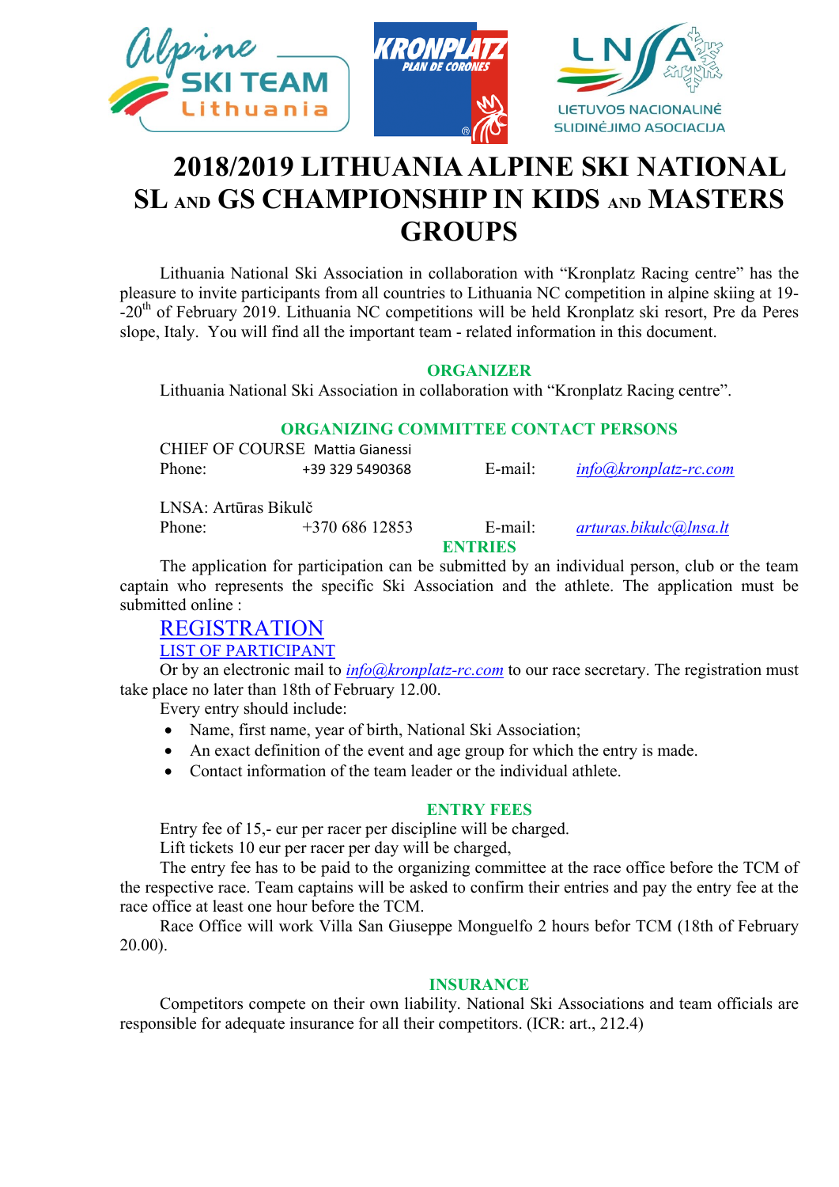# 2018/2019 LITHUANIA ALPINE SKI NATIONAL SL AND GS CHAMPIONSHIP IN KIDS AND MASTERS GROUPS

Lithuania National Ski Association in collaboration with "Kronplatz Racing centre" has the pleasure to invite participants from all countries to Lithuania NC competition in alpine skiing at 19--20th of February 2019. Lithuania NC competitions will be held Kronplatz ski resort, Pre da Peres slope, Italy. You will find all the important team - related information in this document.

## ORGANIZER

Lithuania National Ski Association in collaboration with "Kronplatz Racing centre".

## ORGANIZING COMMITTEE CONTACT PERSONS

CHIEF OF COURSE Mattia Gianessi
Phone: +39 329 5490368 E-mail: *info@kronplatz-rc.com*

LNSA: Artūras Bikulč
Phone: +370 686 12853 E-mail: *arturas.bikulc@lnsa.lt*

## ENTRIES

The application for participation can be submitted by an individual person, club or the team captain who represents the specific Ski Association and the athlete. The application must be submitted online :

REGISTRATION

LIST OF PARTICIPANT

Or by an electronic mail to *info@kronplatz-rc.com* to our race secretary. The registration must take place no later than 18th of February 12.00.

Every entry should include:

- Name, first name, year of birth, National Ski Association;
- An exact definition of the event and age group for which the entry is made.
- Contact information of the team leader or the individual athlete.

## ENTRY FEES

Entry fee of 15,- eur per racer per discipline will be charged.

Lift tickets 10 eur per racer per day will be charged,

The entry fee has to be paid to the organizing committee at the race office before the TCM of the respective race. Team captains will be asked to confirm their entries and pay the entry fee at the race office at least one hour before the TCM.

Race Office will work Villa San Giuseppe Monguelfo 2 hours befor TCM (18th of February 20.00).

## INSURANCE

Competitors compete on their own liability. National Ski Associations and team officials are responsible for adequate insurance for all their competitors. (ICR: art., 212.4)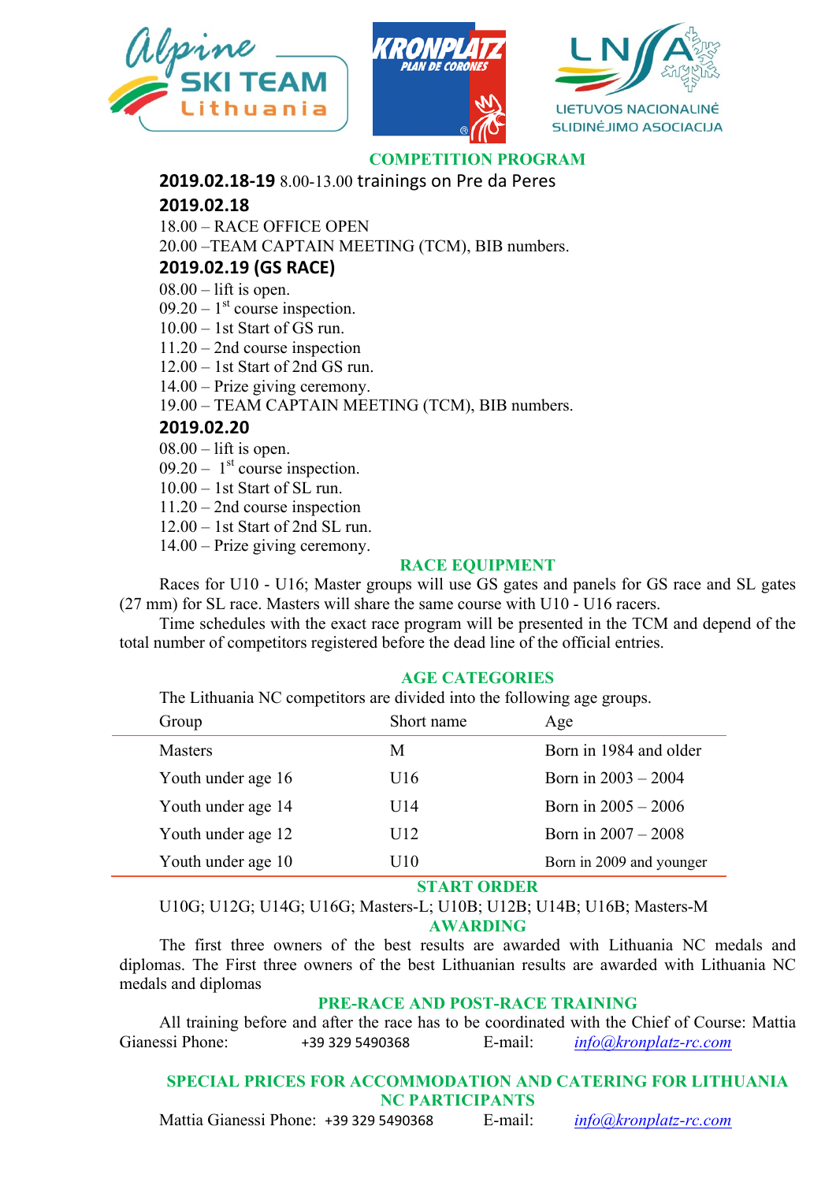## COMPETITION PROGRAM

**2019.02.18-19** 8.00-13.00 trainings on Pre da Peres

**2019.02.18**

18.00 – RACE OFFICE OPEN
20.00 –TEAM CAPTAIN MEETING (TCM), BIB numbers.

**2019.02.19 (GS RACE)**

08.00 – lift is open.
09.20 – 1st course inspection.
10.00 – 1st Start of GS run.
11.20 – 2nd course inspection
12.00 – 1st Start of 2nd GS run.
14.00 – Prize giving ceremony.
19.00 – TEAM CAPTAIN MEETING (TCM), BIB numbers.

**2019.02.20**

08.00 – lift is open.
09.20 – 1st course inspection.
10.00 – 1st Start of SL run.
11.20 – 2nd course inspection
12.00 – 1st Start of 2nd SL run.
14.00 – Prize giving ceremony.

## RACE EQUIPMENT

Races for U10 - U16; Master groups will use GS gates and panels for GS race and SL gates (27 mm) for SL race. Masters will share the same course with U10 - U16 racers.

Time schedules with the exact race program will be presented in the TCM and depend of the total number of competitors registered before the dead line of the official entries.

## AGE CATEGORIES

The Lithuania NC competitors are divided into the following age groups.

| Group | Short name | Age |
|---|---|---|
| Masters | M | Born in 1984 and older |
| Youth under age 16 | U16 | Born in 2003 – 2004 |
| Youth under age 14 | U14 | Born in 2005 – 2006 |
| Youth under age 12 | U12 | Born in 2007 – 2008 |
| Youth under age 10 | U10 | Born in 2009 and younger |

## START ORDER

U10G; U12G; U14G; U16G; Masters-L; U10B; U12B; U14B; U16B; Masters-M

## AWARDING

The first three owners of the best results are awarded with Lithuania NC medals and diplomas. The First three owners of the best Lithuanian results are awarded with Lithuania NC medals and diplomas

## PRE-RACE AND POST-RACE TRAINING

All training before and after the race has to be coordinated with the Chief of Course: Mattia Gianessi Phone: +39 329 5490368 E-mail: info@kronplatz-rc.com

## SPECIAL PRICES FOR ACCOMMODATION AND CATERING FOR LITHUANIA NC PARTICIPANTS

Mattia Gianessi Phone: +39 329 5490368 E-mail: info@kronplatz-rc.com